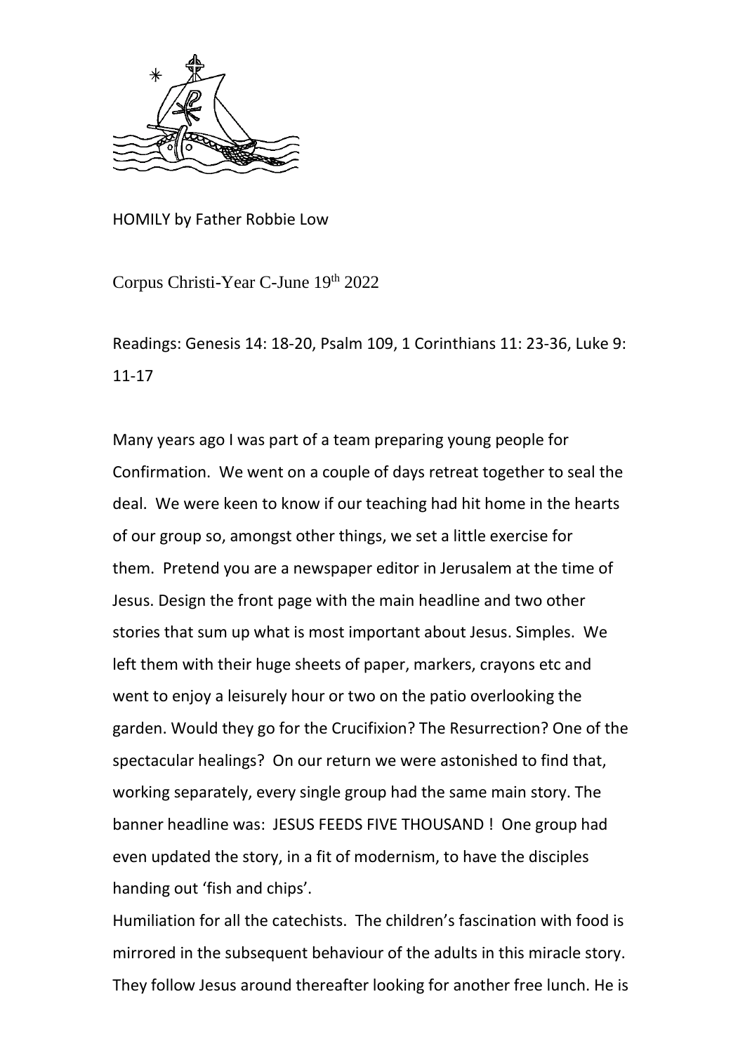HOMILY by Father Robbie Low

Corpus Christi-Year C-June 19th 2022

Readings: Genesis 14: 18-20, Psalm 109, 1 Corinthians 11: 23-36, Luke 9: 11-17

Many years ago I was part of a team preparing young people for Confirmation. We went on a couple of days retreat together to seal the deal. We were keen to know if our teaching had hit home in the hearts of our group so, amongst other things, we set a little exercise for them. Pretend you are a newspaper editor in Jerusalem at the time of Jesus. Design the front page with the main headline and two other stories that sum up what is most important about Jesus. Simples. We left them with their huge sheets of paper, markers, crayons etc and went to enjoy a leisurely hour or two on the patio overlooking the garden. Would they go for the Crucifixion? The Resurrection? One of the spectacular healings? On our return we were astonished to find that, working separately, every single group had the same main story. The banner headline was: JESUS FEEDS FIVE THOUSAND ! One group had even updated the story, in a fit of modernism, to have the disciples handing out 'fish and chips'.

Humiliation for all the catechists. The children's fascination with food is mirrored in the subsequent behaviour of the adults in this miracle story. They follow Jesus around thereafter looking for another free lunch. He is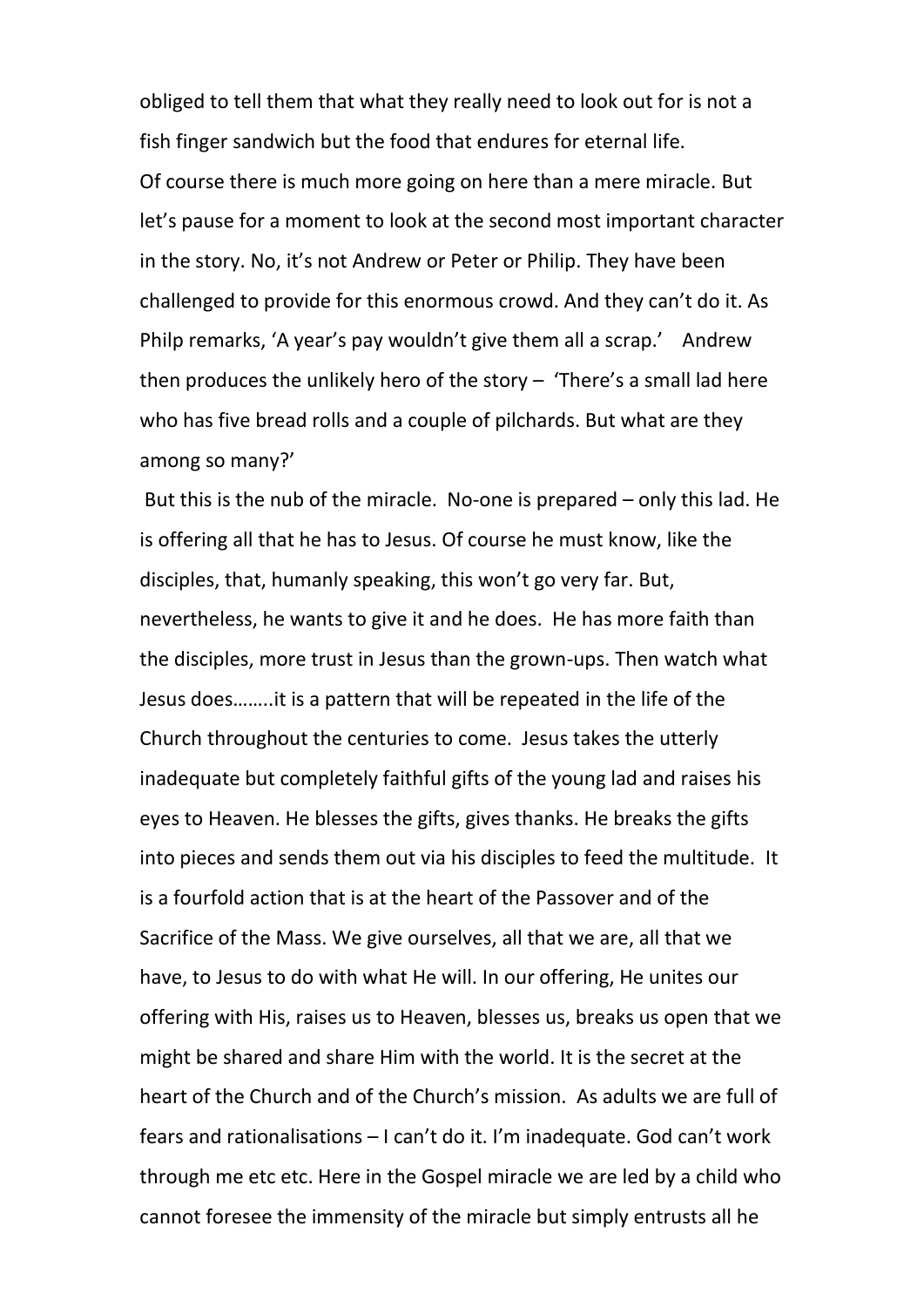obliged to tell them that what they really need to look out for is not a fish finger sandwich but the food that endures for eternal life.

Of course there is much more going on here than a mere miracle. But let's pause for a moment to look at the second most important character in the story. No, it's not Andrew or Peter or Philip. They have been challenged to provide for this enormous crowd. And they can't do it. As Philp remarks, 'A year's pay wouldn't give them all a scrap.' Andrew then produces the unlikely hero of the story – 'There's a small lad here who has five bread rolls and a couple of pilchards. But what are they among so many?'

But this is the nub of the miracle. No-one is prepared – only this lad. He is offering all that he has to Jesus. Of course he must know, like the disciples, that, humanly speaking, this won't go very far. But, nevertheless, he wants to give it and he does. He has more faith than the disciples, more trust in Jesus than the grown-ups. Then watch what Jesus does……..it is a pattern that will be repeated in the life of the Church throughout the centuries to come. Jesus takes the utterly inadequate but completely faithful gifts of the young lad and raises his eyes to Heaven. He blesses the gifts, gives thanks. He breaks the gifts into pieces and sends them out via his disciples to feed the multitude. It is a fourfold action that is at the heart of the Passover and of the Sacrifice of the Mass. We give ourselves, all that we are, all that we have, to Jesus to do with what He will. In our offering, He unites our offering with His, raises us to Heaven, blesses us, breaks us open that we might be shared and share Him with the world. It is the secret at the heart of the Church and of the Church's mission. As adults we are full of fears and rationalisations – I can't do it. I'm inadequate. God can't work through me etc etc. Here in the Gospel miracle we are led by a child who cannot foresee the immensity of the miracle but simply entrusts all he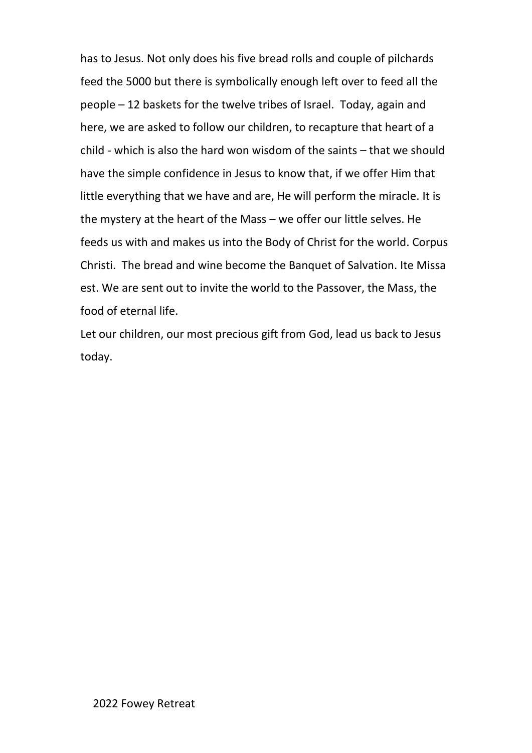has to Jesus. Not only does his five bread rolls and couple of pilchards feed the 5000 but there is symbolically enough left over to feed all the people – 12 baskets for the twelve tribes of Israel. Today, again and here, we are asked to follow our children, to recapture that heart of a child - which is also the hard won wisdom of the saints – that we should have the simple confidence in Jesus to know that, if we offer Him that little everything that we have and are, He will perform the miracle. It is the mystery at the heart of the Mass – we offer our little selves. He feeds us with and makes us into the Body of Christ for the world. Corpus Christi. The bread and wine become the Banquet of Salvation. Ite Missa est. We are sent out to invite the world to the Passover, the Mass, the food of eternal life.

Let our children, our most precious gift from God, lead us back to Jesus today.